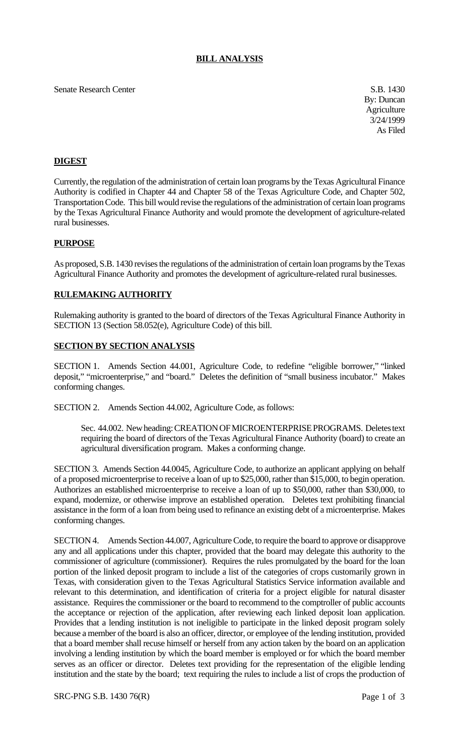## BILL ANALYSIS

Senate Research Center

S.B. 1430
By: Duncan
Agriculture
3/24/1999
As Filed

## DIGEST

Currently, the regulation of the administration of certain loan programs by the Texas Agricultural Finance Authority is codified in Chapter 44 and Chapter 58 of the Texas Agriculture Code, and Chapter 502, Transportation Code. This bill would revise the regulations of the administration of certain loan programs by the Texas Agricultural Finance Authority and would promote the development of agriculture-related rural businesses.

## PURPOSE

As proposed, S.B. 1430 revises the regulations of the administration of certain loan programs by the Texas Agricultural Finance Authority and promotes the development of agriculture-related rural businesses.

## RULEMAKING AUTHORITY

Rulemaking authority is granted to the board of directors of the Texas Agricultural Finance Authority in SECTION 13 (Section 58.052(e), Agriculture Code) of this bill.

## SECTION BY SECTION ANALYSIS

SECTION 1. Amends Section 44.001, Agriculture Code, to redefine "eligible borrower," "linked deposit," "microenterprise," and "board." Deletes the definition of "small business incubator." Makes conforming changes.

SECTION 2. Amends Section 44.002, Agriculture Code, as follows:

> Sec. 44.002. New heading: CREATION OF MICROENTERPRISE PROGRAMS. Deletes text requiring the board of directors of the Texas Agricultural Finance Authority (board) to create an agricultural diversification program. Makes a conforming change.

SECTION 3. Amends Section 44.0045, Agriculture Code, to authorize an applicant applying on behalf of a proposed microenterprise to receive a loan of up to $25,000, rather than $15,000, to begin operation. Authorizes an established microenterprise to receive a loan of up to $50,000, rather than $30,000, to expand, modernize, or otherwise improve an established operation. Deletes text prohibiting financial assistance in the form of a loan from being used to refinance an existing debt of a microenterprise. Makes conforming changes.

SECTION 4. Amends Section 44.007, Agriculture Code, to require the board to approve or disapprove any and all applications under this chapter, provided that the board may delegate this authority to the commissioner of agriculture (commissioner). Requires the rules promulgated by the board for the loan portion of the linked deposit program to include a list of the categories of crops customarily grown in Texas, with consideration given to the Texas Agricultural Statistics Service information available and relevant to this determination, and identification of criteria for a project eligible for natural disaster assistance. Requires the commissioner or the board to recommend to the comptroller of public accounts the acceptance or rejection of the application, after reviewing each linked deposit loan application. Provides that a lending institution is not ineligible to participate in the linked deposit program solely because a member of the board is also an officer, director, or employee of the lending institution, provided that a board member shall recuse himself or herself from any action taken by the board on an application involving a lending institution by which the board member is employed or for which the board member serves as an officer or director. Deletes text providing for the representation of the eligible lending institution and the state by the board; text requiring the rules to include a list of crops the production of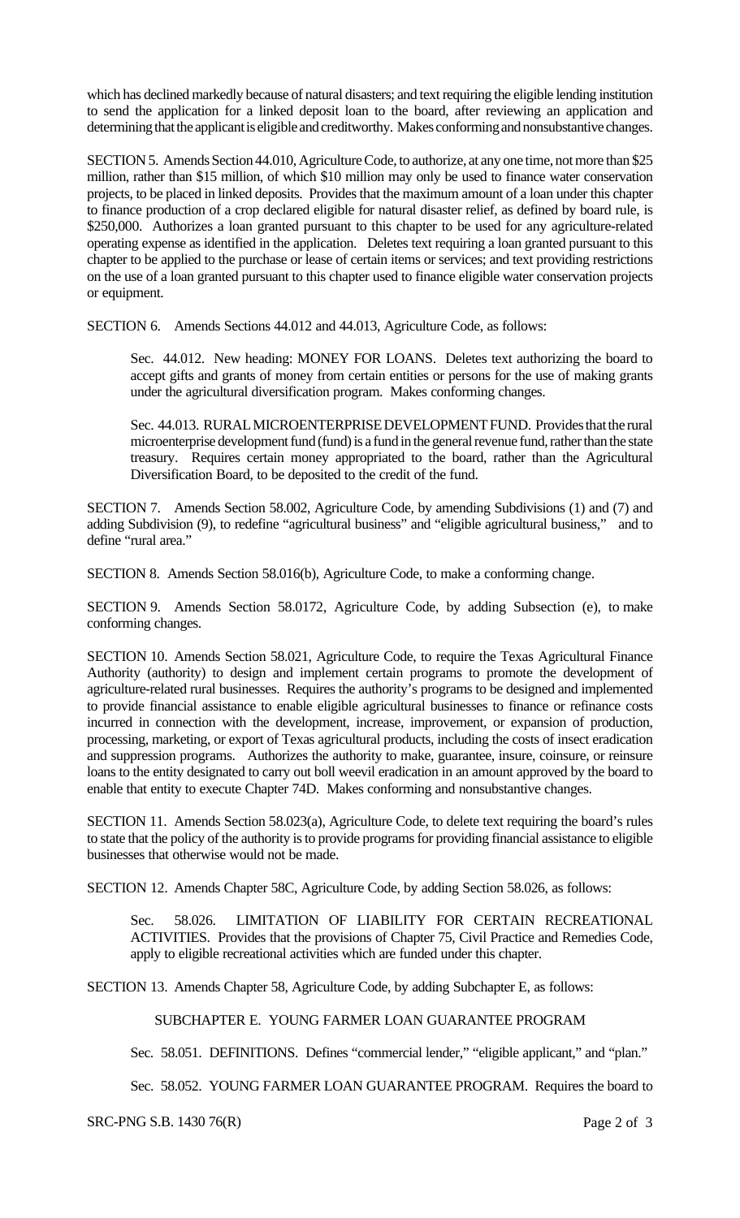which has declined markedly because of natural disasters; and text requiring the eligible lending institution to send the application for a linked deposit loan to the board, after reviewing an application and determining that the applicant is eligible and creditworthy. Makes conforming and nonsubstantive changes.

SECTION 5. Amends Section 44.010, Agriculture Code, to authorize, at any one time, not more than $25 million, rather than $15 million, of which $10 million may only be used to finance water conservation projects, to be placed in linked deposits. Provides that the maximum amount of a loan under this chapter to finance production of a crop declared eligible for natural disaster relief, as defined by board rule, is $250,000. Authorizes a loan granted pursuant to this chapter to be used for any agriculture-related operating expense as identified in the application. Deletes text requiring a loan granted pursuant to this chapter to be applied to the purchase or lease of certain items or services; and text providing restrictions on the use of a loan granted pursuant to this chapter used to finance eligible water conservation projects or equipment.

SECTION 6. Amends Sections 44.012 and 44.013, Agriculture Code, as follows:

Sec. 44.012. New heading: MONEY FOR LOANS. Deletes text authorizing the board to accept gifts and grants of money from certain entities or persons for the use of making grants under the agricultural diversification program. Makes conforming changes.

Sec. 44.013. RURAL MICROENTERPRISE DEVELOPMENT FUND. Provides that the rural microenterprise development fund (fund) is a fund in the general revenue fund, rather than the state treasury. Requires certain money appropriated to the board, rather than the Agricultural Diversification Board, to be deposited to the credit of the fund.

SECTION 7. Amends Section 58.002, Agriculture Code, by amending Subdivisions (1) and (7) and adding Subdivision (9), to redefine "agricultural business" and "eligible agricultural business," and to define "rural area."

SECTION 8. Amends Section 58.016(b), Agriculture Code, to make a conforming change.

SECTION 9. Amends Section 58.0172, Agriculture Code, by adding Subsection (e), to make conforming changes.

SECTION 10. Amends Section 58.021, Agriculture Code, to require the Texas Agricultural Finance Authority (authority) to design and implement certain programs to promote the development of agriculture-related rural businesses. Requires the authority's programs to be designed and implemented to provide financial assistance to enable eligible agricultural businesses to finance or refinance costs incurred in connection with the development, increase, improvement, or expansion of production, processing, marketing, or export of Texas agricultural products, including the costs of insect eradication and suppression programs. Authorizes the authority to make, guarantee, insure, coinsure, or reinsure loans to the entity designated to carry out boll weevil eradication in an amount approved by the board to enable that entity to execute Chapter 74D. Makes conforming and nonsubstantive changes.

SECTION 11. Amends Section 58.023(a), Agriculture Code, to delete text requiring the board's rules to state that the policy of the authority is to provide programs for providing financial assistance to eligible businesses that otherwise would not be made.

SECTION 12. Amends Chapter 58C, Agriculture Code, by adding Section 58.026, as follows:

Sec. 58.026. LIMITATION OF LIABILITY FOR CERTAIN RECREATIONAL ACTIVITIES. Provides that the provisions of Chapter 75, Civil Practice and Remedies Code, apply to eligible recreational activities which are funded under this chapter.

SECTION 13. Amends Chapter 58, Agriculture Code, by adding Subchapter E, as follows:

SUBCHAPTER E. YOUNG FARMER LOAN GUARANTEE PROGRAM

Sec. 58.051. DEFINITIONS. Defines "commercial lender," "eligible applicant," and "plan."

Sec. 58.052. YOUNG FARMER LOAN GUARANTEE PROGRAM. Requires the board to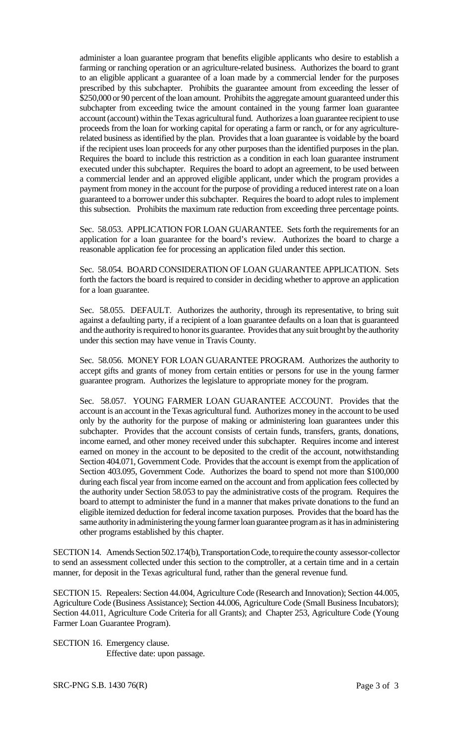administer a loan guarantee program that benefits eligible applicants who desire to establish a farming or ranching operation or an agriculture-related business. Authorizes the board to grant to an eligible applicant a guarantee of a loan made by a commercial lender for the purposes prescribed by this subchapter. Prohibits the guarantee amount from exceeding the lesser of $250,000 or 90 percent of the loan amount. Prohibits the aggregate amount guaranteed under this subchapter from exceeding twice the amount contained in the young farmer loan guarantee account (account) within the Texas agricultural fund. Authorizes a loan guarantee recipient to use proceeds from the loan for working capital for operating a farm or ranch, or for any agriculture-related business as identified by the plan. Provides that a loan guarantee is voidable by the board if the recipient uses loan proceeds for any other purposes than the identified purposes in the plan. Requires the board to include this restriction as a condition in each loan guarantee instrument executed under this subchapter. Requires the board to adopt an agreement, to be used between a commercial lender and an approved eligible applicant, under which the program provides a payment from money in the account for the purpose of providing a reduced interest rate on a loan guaranteed to a borrower under this subchapter. Requires the board to adopt rules to implement this subsection. Prohibits the maximum rate reduction from exceeding three percentage points.

Sec. 58.053. APPLICATION FOR LOAN GUARANTEE. Sets forth the requirements for an application for a loan guarantee for the board's review. Authorizes the board to charge a reasonable application fee for processing an application filed under this section.

Sec. 58.054. BOARD CONSIDERATION OF LOAN GUARANTEE APPLICATION. Sets forth the factors the board is required to consider in deciding whether to approve an application for a loan guarantee.

Sec. 58.055. DEFAULT. Authorizes the authority, through its representative, to bring suit against a defaulting party, if a recipient of a loan guarantee defaults on a loan that is guaranteed and the authority is required to honor its guarantee. Provides that any suit brought by the authority under this section may have venue in Travis County.

Sec. 58.056. MONEY FOR LOAN GUARANTEE PROGRAM. Authorizes the authority to accept gifts and grants of money from certain entities or persons for use in the young farmer guarantee program. Authorizes the legislature to appropriate money for the program.

Sec. 58.057. YOUNG FARMER LOAN GUARANTEE ACCOUNT. Provides that the account is an account in the Texas agricultural fund. Authorizes money in the account to be used only by the authority for the purpose of making or administering loan guarantees under this subchapter. Provides that the account consists of certain funds, transfers, grants, donations, income earned, and other money received under this subchapter. Requires income and interest earned on money in the account to be deposited to the credit of the account, notwithstanding Section 404.071, Government Code. Provides that the account is exempt from the application of Section 403.095, Government Code. Authorizes the board to spend not more than $100,000 during each fiscal year from income earned on the account and from application fees collected by the authority under Section 58.053 to pay the administrative costs of the program. Requires the board to attempt to administer the fund in a manner that makes private donations to the fund an eligible itemized deduction for federal income taxation purposes. Provides that the board has the same authority in administering the young farmer loan guarantee program as it has in administering other programs established by this chapter.

SECTION 14. Amends Section 502.174(b), Transportation Code, to require the county assessor-collector to send an assessment collected under this section to the comptroller, at a certain time and in a certain manner, for deposit in the Texas agricultural fund, rather than the general revenue fund.

SECTION 15. Repealers: Section 44.004, Agriculture Code (Research and Innovation); Section 44.005, Agriculture Code (Business Assistance); Section 44.006, Agriculture Code (Small Business Incubators); Section 44.011, Agriculture Code Criteria for all Grants); and Chapter 253, Agriculture Code (Young Farmer Loan Guarantee Program).

SECTION 16. Emergency clause.
Effective date: upon passage.

SRC-PNG S.B. 1430 76(R)